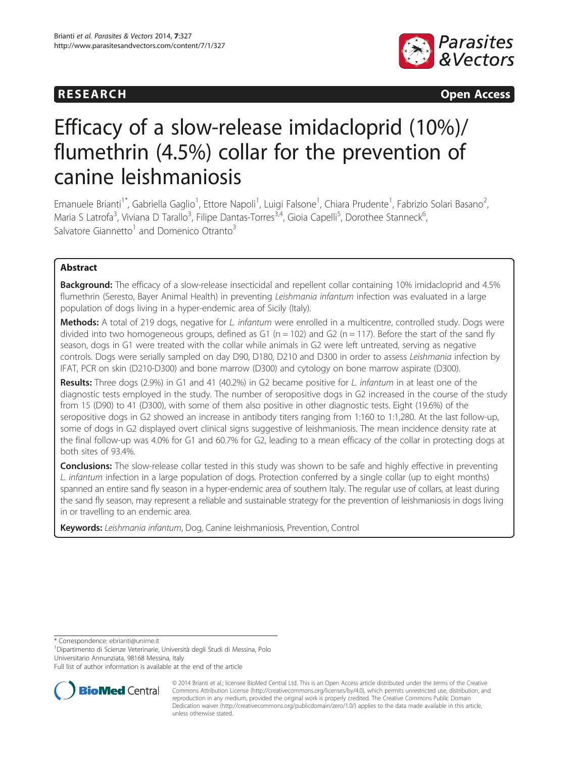RESEARCH Open Access

# Efficacy of a slow-release imidacloprid (10%)/flumethrin (4.5%) collar for the prevention of canine leishmaniosis

Emanuele Brianti[1*], Gabriella Gaglio[1], Ettore Napoli[1], Luigi Falsone[1], Chiara Prudente[1], Fabrizio Solari Basano[2], Maria S Latrofa[3], Viviana D Tarallo[3], Filipe Dantas-Torres[3,4], Gioia Capelli[5], Dorothee Stanneck[6], Salvatore Giannetto[1] and Domenico Otranto[3]

## Abstract

**Background:** The efficacy of a slow-release insecticidal and repellent collar containing 10% imidacloprid and 4.5% flumethrin (Seresto, Bayer Animal Health) in preventing *Leishmania infantum* infection was evaluated in a large population of dogs living in a hyper-endemic area of Sicily (Italy).

**Methods:** A total of 219 dogs, negative for *L. infantum* were enrolled in a multicentre, controlled study. Dogs were divided into two homogeneous groups, defined as G1 (n = 102) and G2 (n = 117). Before the start of the sand fly season, dogs in G1 were treated with the collar while animals in G2 were left untreated, serving as negative controls. Dogs were serially sampled on day D90, D180, D210 and D300 in order to assess *Leishmania* infection by IFAT, PCR on skin (D210-D300) and bone marrow (D300) and cytology on bone marrow aspirate (D300).

**Results:** Three dogs (2.9%) in G1 and 41 (40.2%) in G2 became positive for *L. infantum* in at least one of the diagnostic tests employed in the study. The number of seropositive dogs in G2 increased in the course of the study from 15 (D90) to 41 (D300), with some of them also positive in other diagnostic tests. Eight (19.6%) of the seropositive dogs in G2 showed an increase in antibody titers ranging from 1:160 to 1:1,280. At the last follow-up, some of dogs in G2 displayed overt clinical signs suggestive of leishmaniosis. The mean incidence density rate at the final follow-up was 4.0% for G1 and 60.7% for G2, leading to a mean efficacy of the collar in protecting dogs at both sites of 93.4%.

**Conclusions:** The slow-release collar tested in this study was shown to be safe and highly effective in preventing *L. infantum* infection in a large population of dogs. Protection conferred by a single collar (up to eight months) spanned an entire sand fly season in a hyper-endemic area of southern Italy. The regular use of collars, at least during the sand fly season, may represent a reliable and sustainable strategy for the prevention of leishmaniosis in dogs living in or travelling to an endemic area.

**Keywords:** *Leishmania infantum*, Dog, Canine leishmaniosis, Prevention, Control

* Correspondence: ebrianti@unime.it
[1]Dipartimento di Scienze Veterinarie, Università degli Studi di Messina, Polo Universitario Annunziata, 98168 Messina, Italy
Full list of author information is available at the end of the article

© 2014 Brianti et al.; licensee BioMed Central Ltd. This is an Open Access article distributed under the terms of the Creative Commons Attribution License (http://creativecommons.org/licenses/by/4.0), which permits unrestricted use, distribution, and reproduction in any medium, provided the original work is properly credited. The Creative Commons Public Domain Dedication waiver (http://creativecommons.org/publicdomain/zero/1.0/) applies to the data made available in this article, unless otherwise stated.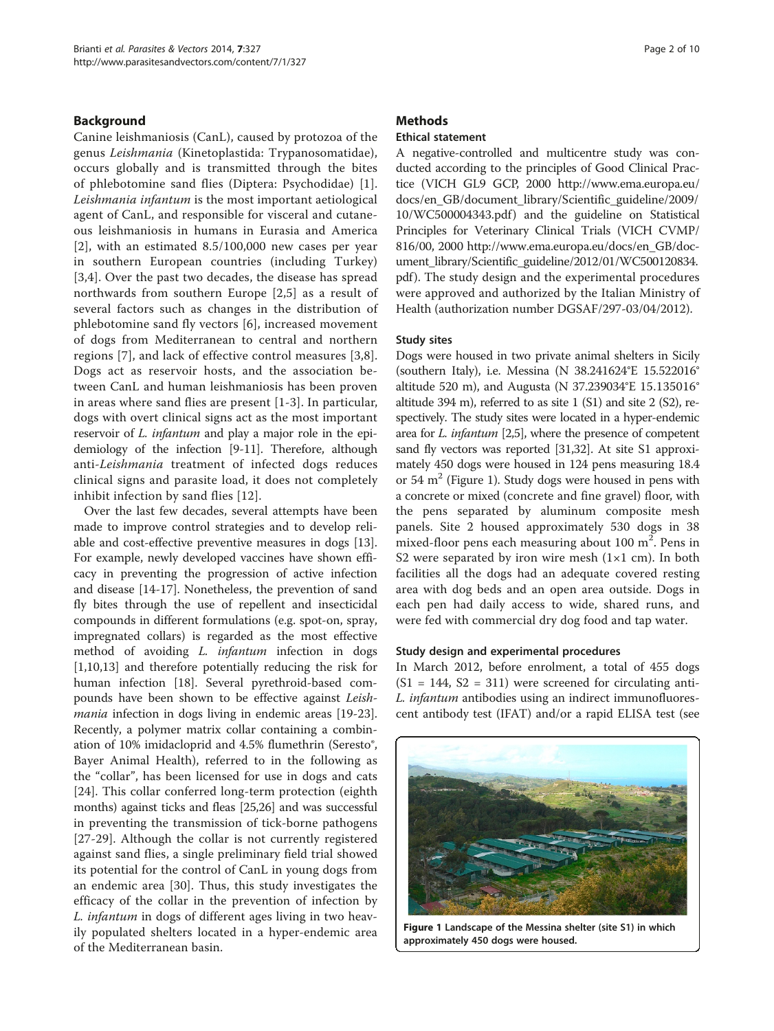## Background

Canine leishmaniosis (CanL), caused by protozoa of the genus *Leishmania* (Kinetoplastida: Trypanosomatidae), occurs globally and is transmitted through the bites of phlebotomine sand flies (Diptera: Psychodidae) [1]. *Leishmania infantum* is the most important aetiological agent of CanL, and responsible for visceral and cutaneous leishmaniosis in humans in Eurasia and America [2], with an estimated 8.5/100,000 new cases per year in southern European countries (including Turkey) [3,4]. Over the past two decades, the disease has spread northwards from southern Europe [2,5] as a result of several factors such as changes in the distribution of phlebotomine sand fly vectors [6], increased movement of dogs from Mediterranean to central and northern regions [7], and lack of effective control measures [3,8]. Dogs act as reservoir hosts, and the association between CanL and human leishmaniosis has been proven in areas where sand flies are present [1-3]. In particular, dogs with overt clinical signs act as the most important reservoir of *L. infantum* and play a major role in the epidemiology of the infection [9-11]. Therefore, although anti-*Leishmania* treatment of infected dogs reduces clinical signs and parasite load, it does not completely inhibit infection by sand flies [12].

Over the last few decades, several attempts have been made to improve control strategies and to develop reliable and cost-effective preventive measures in dogs [13]. For example, newly developed vaccines have shown efficacy in preventing the progression of active infection and disease [14-17]. Nonetheless, the prevention of sand fly bites through the use of repellent and insecticidal compounds in different formulations (e.g. spot-on, spray, impregnated collars) is regarded as the most effective method of avoiding *L. infantum* infection in dogs [1,10,13] and therefore potentially reducing the risk for human infection [18]. Several pyrethroid-based compounds have been shown to be effective against *Leishmania* infection in dogs living in endemic areas [19-23]. Recently, a polymer matrix collar containing a combination of 10% imidacloprid and 4.5% flumethrin (Seresto®, Bayer Animal Health), referred to in the following as the "collar", has been licensed for use in dogs and cats [24]. This collar conferred long-term protection (eighth months) against ticks and fleas [25,26] and was successful in preventing the transmission of tick-borne pathogens [27-29]. Although the collar is not currently registered against sand flies, a single preliminary field trial showed its potential for the control of CanL in young dogs from an endemic area [30]. Thus, this study investigates the efficacy of the collar in the prevention of infection by *L. infantum* in dogs of different ages living in two heavily populated shelters located in a hyper-endemic area of the Mediterranean basin.

## Methods

### Ethical statement

A negative-controlled and multicentre study was conducted according to the principles of Good Clinical Practice (VICH GL9 GCP, 2000 http://www.ema.europa.eu/docs/en_GB/document_library/Scientific_guideline/2009/10/WC500004343.pdf) and the guideline on Statistical Principles for Veterinary Clinical Trials (VICH CVMP/816/00, 2000 http://www.ema.europa.eu/docs/en_GB/document_library/Scientific_guideline/2012/01/WC500120834.pdf). The study design and the experimental procedures were approved and authorized by the Italian Ministry of Health (authorization number DGSAF/297-03/04/2012).

### Study sites

Dogs were housed in two private animal shelters in Sicily (southern Italy), i.e. Messina (N 38.241624°E 15.522016° altitude 520 m), and Augusta (N 37.239034°E 15.135016° altitude 394 m), referred to as site 1 (S1) and site 2 (S2), respectively. The study sites were located in a hyper-endemic area for *L. infantum* [2,5], where the presence of competent sand fly vectors was reported [31,32]. At site S1 approximately 450 dogs were housed in 124 pens measuring 18.4 or 54 $m^2$ (Figure 1). Study dogs were housed in pens with a concrete or mixed (concrete and fine gravel) floor, with the pens separated by aluminum composite mesh panels. Site 2 housed approximately 530 dogs in 38 mixed-floor pens each measuring about 100 $m^2$. Pens in S2 were separated by iron wire mesh (1×1 cm). In both facilities all the dogs had an adequate covered resting area with dog beds and an open area outside. Dogs in each pen had daily access to wide, shared runs, and were fed with commercial dry dog food and tap water.

**Figure 1** Landscape of the Messina shelter (site S1) in which approximately 450 dogs were housed.

### Study design and experimental procedures

In March 2012, before enrolment, a total of 455 dogs (S1 = 144, S2 = 311) were screened for circulating anti-*L. infantum* antibodies using an indirect immunofluorescent antibody test (IFAT) and/or a rapid ELISA test (see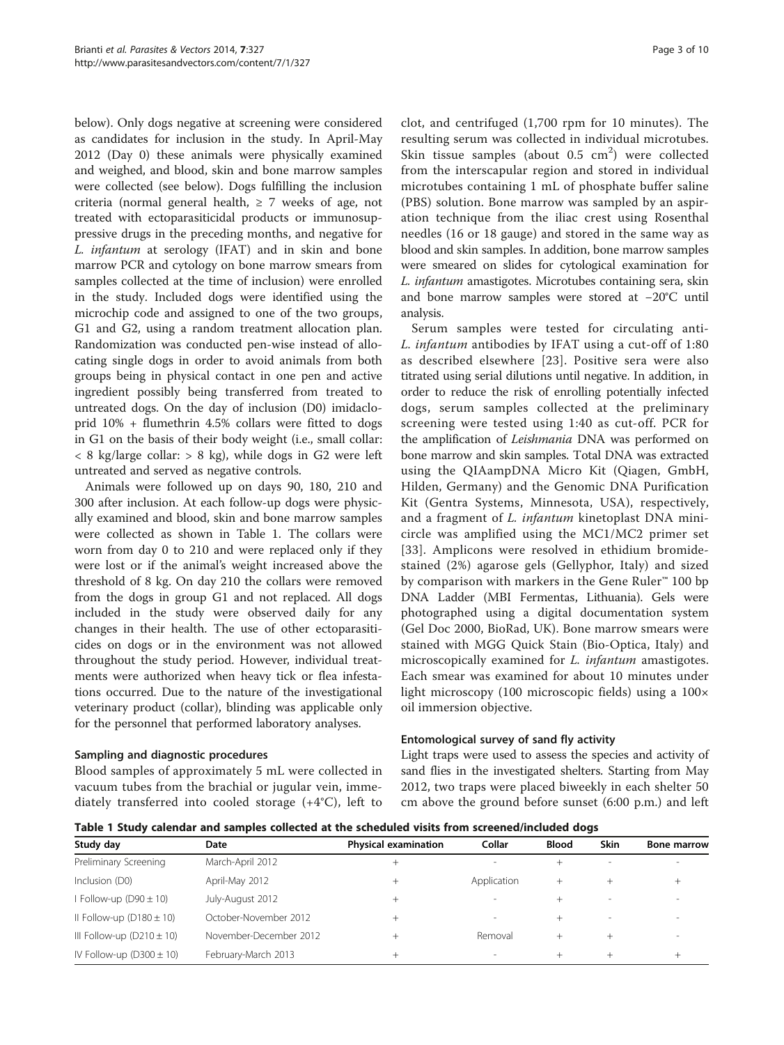below). Only dogs negative at screening were considered as candidates for inclusion in the study. In April-May 2012 (Day 0) these animals were physically examined and weighed, and blood, skin and bone marrow samples were collected (see below). Dogs fulfilling the inclusion criteria (normal general health, ≥ 7 weeks of age, not treated with ectoparasiticidal products or immunosuppressive drugs in the preceding months, and negative for *L. infantum* at serology (IFAT) and in skin and bone marrow PCR and cytology on bone marrow smears from samples collected at the time of inclusion) were enrolled in the study. Included dogs were identified using the microchip code and assigned to one of the two groups, G1 and G2, using a random treatment allocation plan. Randomization was conducted pen-wise instead of allocating single dogs in order to avoid animals from both groups being in physical contact in one pen and active ingredient possibly being transferred from treated to untreated dogs. On the day of inclusion (D0) imidacloprid 10% + flumethrin 4.5% collars were fitted to dogs in G1 on the basis of their body weight (i.e., small collar: < 8 kg/large collar: > 8 kg), while dogs in G2 were left untreated and served as negative controls.

Animals were followed up on days 90, 180, 210 and 300 after inclusion. At each follow-up dogs were physically examined and blood, skin and bone marrow samples were collected as shown in Table 1. The collars were worn from day 0 to 210 and were replaced only if they were lost or if the animal's weight increased above the threshold of 8 kg. On day 210 the collars were removed from the dogs in group G1 and not replaced. All dogs included in the study were observed daily for any changes in their health. The use of other ectoparasiticides on dogs or in the environment was not allowed throughout the study period. However, individual treatments were authorized when heavy tick or flea infestations occurred. Due to the nature of the investigational veterinary product (collar), blinding was applicable only for the personnel that performed laboratory analyses.

### Sampling and diagnostic procedures

Blood samples of approximately 5 mL were collected in vacuum tubes from the brachial or jugular vein, immediately transferred into cooled storage (+4°C), left to clot, and centrifuged (1,700 rpm for 10 minutes). The resulting serum was collected in individual microtubes. Skin tissue samples (about 0.5 $cm^2$) were collected from the interscapular region and stored in individual microtubes containing 1 mL of phosphate buffer saline (PBS) solution. Bone marrow was sampled by an aspiration technique from the iliac crest using Rosenthal needles (16 or 18 gauge) and stored in the same way as blood and skin samples. In addition, bone marrow samples were smeared on slides for cytological examination for *L. infantum* amastigotes. Microtubes containing sera, skin and bone marrow samples were stored at −20°C until analysis.

Serum samples were tested for circulating anti-*L. infantum* antibodies by IFAT using a cut-off of 1:80 as described elsewhere [23]. Positive sera were also titrated using serial dilutions until negative. In addition, in order to reduce the risk of enrolling potentially infected dogs, serum samples collected at the preliminary screening were tested using 1:40 as cut-off. PCR for the amplification of *Leishmania* DNA was performed on bone marrow and skin samples. Total DNA was extracted using the QIAampDNA Micro Kit (Qiagen, GmbH, Hilden, Germany) and the Genomic DNA Purification Kit (Gentra Systems, Minnesota, USA), respectively, and a fragment of *L. infantum* kinetoplast DNA minicircle was amplified using the MC1/MC2 primer set [33]. Amplicons were resolved in ethidium bromide-stained (2%) agarose gels (Gellyphor, Italy) and sized by comparison with markers in the Gene Ruler™ 100 bp DNA Ladder (MBI Fermentas, Lithuania). Gels were photographed using a digital documentation system (Gel Doc 2000, BioRad, UK). Bone marrow smears were stained with MGG Quick Stain (Bio-Optica, Italy) and microscopically examined for *L. infantum* amastigotes. Each smear was examined for about 10 minutes under light microscopy (100 microscopic fields) using a 100× oil immersion objective.

### Entomological survey of sand fly activity

Light traps were used to assess the species and activity of sand flies in the investigated shelters. Starting from May 2012, two traps were placed biweekly in each shelter 50 cm above the ground before sunset (6:00 p.m.) and left

**Table 1 Study calendar and samples collected at the scheduled visits from screened/included dogs**

| Study day | Date | Physical examination | Collar | Blood | Skin | Bone marrow |
|---|---|---|---|---|---|---|
| Preliminary Screening | March-April 2012 | + | - | + | - | - |
| Inclusion (D0) | April-May 2012 | + | Application | + | + | + |
| I Follow-up (D90 ± 10) | July-August 2012 | + | - | + | - | - |
| II Follow-up (D180 ± 10) | October-November 2012 | + | - | + | - | - |
| III Follow-up (D210 ± 10) | November-December 2012 | + | Removal | + | + | - |
| IV Follow-up (D300 ± 10) | February-March 2013 | + | - | + | + | + |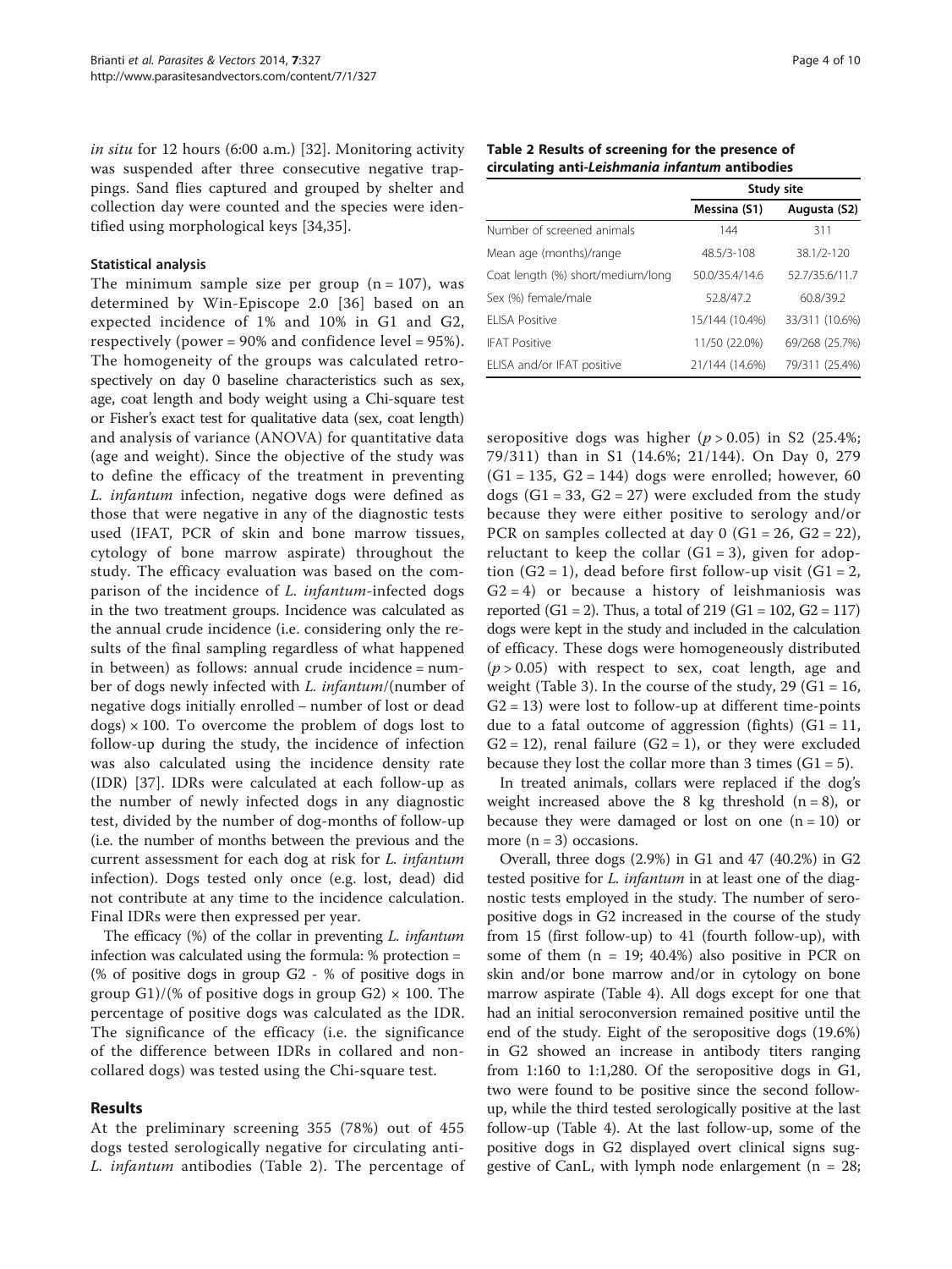*in situ* for 12 hours (6:00 a.m.) [32]. Monitoring activity was suspended after three consecutive negative trappings. Sand flies captured and grouped by shelter and collection day were counted and the species were identified using morphological keys [34,35].

### Statistical analysis

The minimum sample size per group (n = 107), was determined by Win-Episcope 2.0 [36] based on an expected incidence of 1% and 10% in G1 and G2, respectively (power = 90% and confidence level = 95%). The homogeneity of the groups was calculated retrospectively on day 0 baseline characteristics such as sex, age, coat length and body weight using a Chi-square test or Fisher's exact test for qualitative data (sex, coat length) and analysis of variance (ANOVA) for quantitative data (age and weight). Since the objective of the study was to define the efficacy of the treatment in preventing *L. infantum* infection, negative dogs were defined as those that were negative in any of the diagnostic tests used (IFAT, PCR of skin and bone marrow tissues, cytology of bone marrow aspirate) throughout the study. The efficacy evaluation was based on the comparison of the incidence of *L. infantum*-infected dogs in the two treatment groups. Incidence was calculated as the annual crude incidence (i.e. considering only the results of the final sampling regardless of what happened in between) as follows: annual crude incidence = number of dogs newly infected with *L. infantum*/(number of negative dogs initially enrolled – number of lost or dead dogs) × 100. To overcome the problem of dogs lost to follow-up during the study, the incidence of infection was also calculated using the incidence density rate (IDR) [37]. IDRs were calculated at each follow-up as the number of newly infected dogs in any diagnostic test, divided by the number of dog-months of follow-up (i.e. the number of months between the previous and the current assessment for each dog at risk for *L. infantum* infection). Dogs tested only once (e.g. lost, dead) did not contribute at any time to the incidence calculation. Final IDRs were then expressed per year.

The efficacy (%) of the collar in preventing *L. infantum* infection was calculated using the formula: % protection = (% of positive dogs in group G2 - % of positive dogs in group G1)/(% of positive dogs in group G2) × 100. The percentage of positive dogs was calculated as the IDR. The significance of the efficacy (i.e. the significance of the difference between IDRs in collared and non-collared dogs) was tested using the Chi-square test.

## Results

At the preliminary screening 355 (78%) out of 455 dogs tested serologically negative for circulating anti-*L. infantum* antibodies (Table 2). The percentage of seropositive dogs was higher ($p > 0.05$) in S2 (25.4%; 79/311) than in S1 (14.6%; 21/144). On Day 0, 279 (G1 = 135, G2 = 144) dogs were enrolled; however, 60 dogs (G1 = 33, G2 = 27) were excluded from the study because they were either positive to serology and/or PCR on samples collected at day 0 (G1 = 26, G2 = 22), reluctant to keep the collar (G1 = 3), given for adoption (G2 = 1), dead before first follow-up visit (G1 = 2, G2 = 4) or because a history of leishmaniosis was reported (G1 = 2). Thus, a total of 219 (G1 = 102, G2 = 117) dogs were kept in the study and included in the calculation of efficacy. These dogs were homogeneously distributed ($p > 0.05$) with respect to sex, coat length, age and weight (Table 3). In the course of the study, 29 (G1 = 16, G2 = 13) were lost to follow-up at different time-points due to a fatal outcome of aggression (fights) (G1 = 11, G2 = 12), renal failure (G2 = 1), or they were excluded because they lost the collar more than 3 times (G1 = 5).

**Table 2 Results of screening for the presence of circulating anti-*Leishmania infantum* antibodies**

| | Study site | |
|---|---|---|
| | Messina (S1) | Augusta (S2) |
| Number of screened animals | 144 | 311 |
| Mean age (months)/range | 48.5/3-108 | 38.1/2-120 |
| Coat length (%) short/medium/long | 50.0/35.4/14.6 | 52.7/35.6/11.7 |
| Sex (%) female/male | 52.8/47.2 | 60.8/39.2 |
| ELISA Positive | 15/144 (10.4%) | 33/311 (10.6%) |
| IFAT Positive | 11/50 (22.0%) | 69/268 (25.7%) |
| ELISA and/or IFAT positive | 21/144 (14.6%) | 79/311 (25.4%) |

In treated animals, collars were replaced if the dog's weight increased above the 8 kg threshold (n = 8), or because they were damaged or lost on one (n = 10) or more (n = 3) occasions.

Overall, three dogs (2.9%) in G1 and 47 (40.2%) in G2 tested positive for *L. infantum* in at least one of the diagnostic tests employed in the study. The number of seropositive dogs in G2 increased in the course of the study from 15 (first follow-up) to 41 (fourth follow-up), with some of them (n = 19; 40.4%) also positive in PCR on skin and/or bone marrow and/or in cytology on bone marrow aspirate (Table 4). All dogs except for one that had an initial seroconversion remained positive until the end of the study. Eight of the seropositive dogs (19.6%) in G2 showed an increase in antibody titers ranging from 1:160 to 1:1,280. Of the seropositive dogs in G1, two were found to be positive since the second follow-up, while the third tested serologically positive at the last follow-up (Table 4). At the last follow-up, some of the positive dogs in G2 displayed overt clinical signs suggestive of CanL, with lymph node enlargement (n = 28;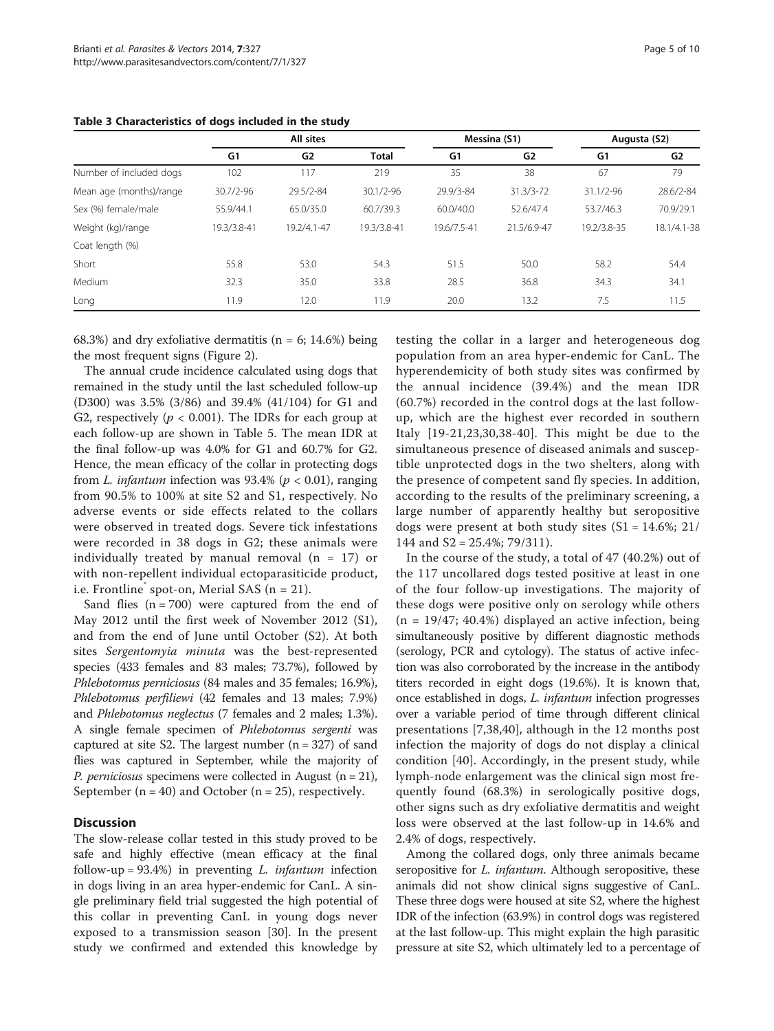**Table 3 Characteristics of dogs included in the study**

| | All sites | | | Messina (S1) | | Augusta (S2) | |
|---|---|---|---|---|---|---|---|
| | G1 | G2 | Total | G1 | G2 | G1 | G2 |
| Number of included dogs | 102 | 117 | 219 | 35 | 38 | 67 | 79 |
| Mean age (months)/range | 30.7/2-96 | 29.5/2-84 | 30.1/2-96 | 29.9/3-84 | 31.3/3-72 | 31.1/2-96 | 28.6/2-84 |
| Sex (%) female/male | 55.9/44.1 | 65.0/35.0 | 60.7/39.3 | 60.0/40.0 | 52.6/47.4 | 53.7/46.3 | 70.9/29.1 |
| Weight (kg)/range | 19.3/3.8-41 | 19.2/4.1-47 | 19.3/3.8-41 | 19.6/7.5-41 | 21.5/6.9-47 | 19.2/3.8-35 | 18.1/4.1-38 |
| Coat length (%) | | | | | | | |
| Short | 55.8 | 53.0 | 54.3 | 51.5 | 50.0 | 58.2 | 54.4 |
| Medium | 32.3 | 35.0 | 33.8 | 28.5 | 36.8 | 34.3 | 34.1 |
| Long | 11.9 | 12.0 | 11.9 | 20.0 | 13.2 | 7.5 | 11.5 |

68.3%) and dry exfoliative dermatitis (n = 6; 14.6%) being the most frequent signs (Figure 2).

The annual crude incidence calculated using dogs that remained in the study until the last scheduled follow-up (D300) was 3.5% (3/86) and 39.4% (41/104) for G1 and G2, respectively ($p < 0.001$). The IDRs for each group at each follow-up are shown in Table 5. The mean IDR at the final follow-up was 4.0% for G1 and 60.7% for G2. Hence, the mean efficacy of the collar in protecting dogs from *L. infantum* infection was 93.4% ($p < 0.01$), ranging from 90.5% to 100% at site S2 and S1, respectively. No adverse events or side effects related to the collars were observed in treated dogs. Severe tick infestations were recorded in 38 dogs in G2; these animals were individually treated by manual removal (n = 17) or with non-repellent individual ectoparasiticide product, i.e. Frontline® spot-on, Merial SAS (n = 21).

Sand flies (n = 700) were captured from the end of May 2012 until the first week of November 2012 (S1), and from the end of June until October (S2). At both sites *Sergentomyia minuta* was the best-represented species (433 females and 83 males; 73.7%), followed by *Phlebotomus perniciosus* (84 males and 35 females; 16.9%), *Phlebotomus perfiliewi* (42 females and 13 males; 7.9%) and *Phlebotomus neglectus* (7 females and 2 males; 1.3%). A single female specimen of *Phlebotomus sergenti* was captured at site S2. The largest number (n = 327) of sand flies was captured in September, while the majority of *P. perniciosus* specimens were collected in August (n = 21), September (n = 40) and October (n = 25), respectively.

## Discussion

The slow-release collar tested in this study proved to be safe and highly effective (mean efficacy at the final follow-up = 93.4%) in preventing *L. infantum* infection in dogs living in an area hyper-endemic for CanL. A single preliminary field trial suggested the high potential of this collar in preventing CanL in young dogs never exposed to a transmission season [30]. In the present study we confirmed and extended this knowledge by testing the collar in a larger and heterogeneous dog population from an area hyper-endemic for CanL. The hyperendemicity of both study sites was confirmed by the annual incidence (39.4%) and the mean IDR (60.7%) recorded in the control dogs at the last follow-up, which are the highest ever recorded in southern Italy [19-21,23,30,38-40]. This might be due to the simultaneous presence of diseased animals and susceptible unprotected dogs in the two shelters, along with the presence of competent sand fly species. In addition, according to the results of the preliminary screening, a large number of apparently healthy but seropositive dogs were present at both study sites (S1 = 14.6%; 21/144 and S2 = 25.4%; 79/311).

In the course of the study, a total of 47 (40.2%) out of the 117 uncollared dogs tested positive at least in one of the four follow-up investigations. The majority of these dogs were positive only on serology while others (n = 19/47; 40.4%) displayed an active infection, being simultaneously positive by different diagnostic methods (serology, PCR and cytology). The status of active infection was also corroborated by the increase in the antibody titers recorded in eight dogs (19.6%). It is known that, once established in dogs, *L. infantum* infection progresses over a variable period of time through different clinical presentations [7,38,40], although in the 12 months post infection the majority of dogs do not display a clinical condition [40]. Accordingly, in the present study, while lymph-node enlargement was the clinical sign most frequently found (68.3%) in serologically positive dogs, other signs such as dry exfoliative dermatitis and weight loss were observed at the last follow-up in 14.6% and 2.4% of dogs, respectively.

Among the collared dogs, only three animals became seropositive for *L. infantum*. Although seropositive, these animals did not show clinical signs suggestive of CanL. These three dogs were housed at site S2, where the highest IDR of the infection (63.9%) in control dogs was registered at the last follow-up. This might explain the high parasitic pressure at site S2, which ultimately led to a percentage of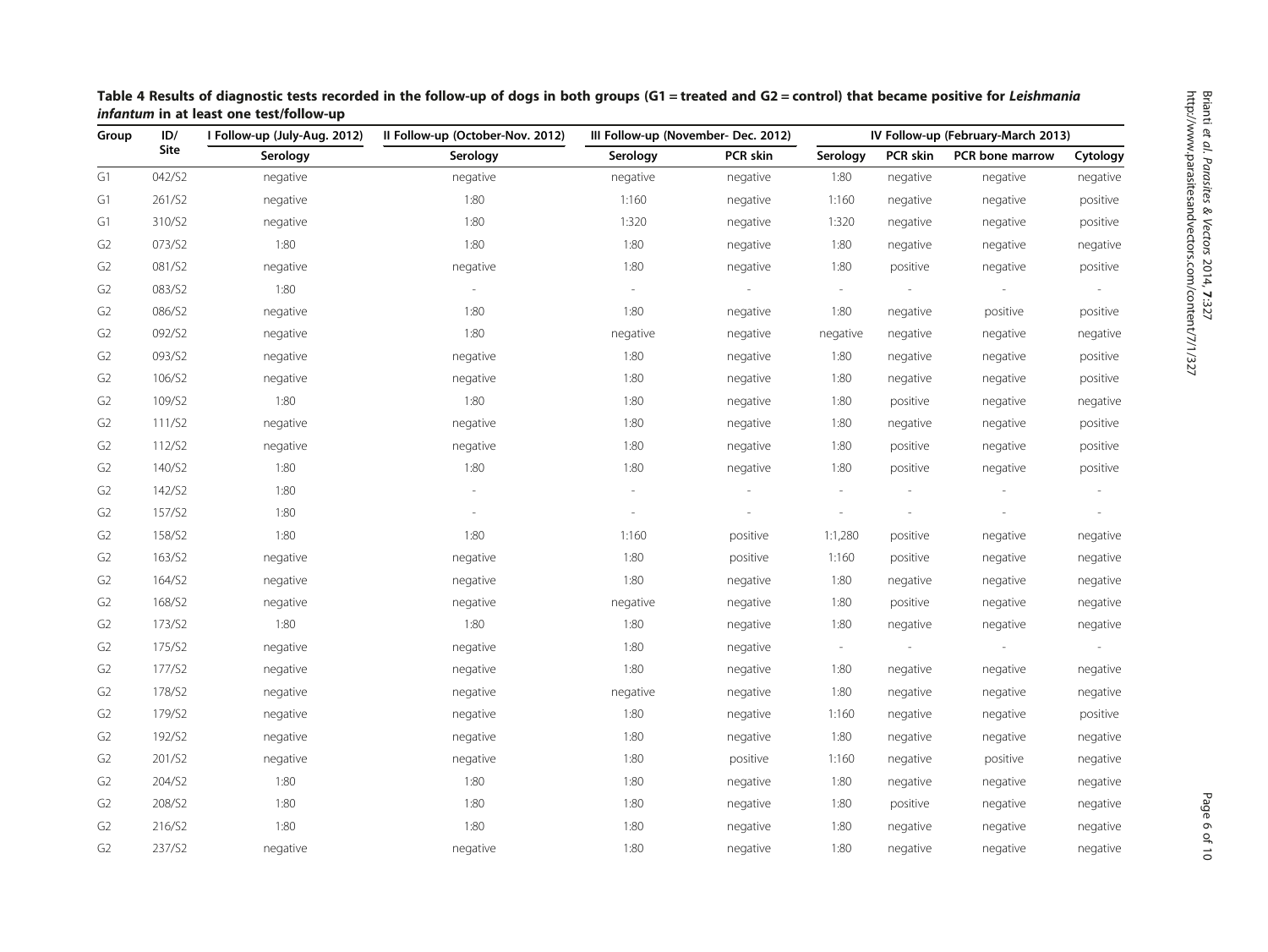**Table 4 Results of diagnostic tests recorded in the follow-up of dogs in both groups (G1 = treated and G2 = control) that became positive for *Leishmania infantum* in at least one test/follow-up**

| Group | ID/ Site | I Follow-up (July-Aug. 2012) | II Follow-up (October-Nov. 2012) | III Follow-up (November- Dec. 2012) | | IV Follow-up (February-March 2013) | | | |
|---|---|---|---|---|---|---|---|---|---|
| | | Serology | Serology | Serology | PCR skin | Serology | PCR skin | PCR bone marrow | Cytology |
| G1 | 042/S2 | negative | negative | negative | negative | 1:80 | negative | negative | negative |
| G1 | 261/S2 | negative | 1:80 | 1:160 | negative | 1:160 | negative | negative | positive |
| G1 | 310/S2 | negative | 1:80 | 1:320 | negative | 1:320 | negative | negative | positive |
| G2 | 073/S2 | 1:80 | 1:80 | 1:80 | negative | 1:80 | negative | negative | negative |
| G2 | 081/S2 | negative | negative | 1:80 | negative | 1:80 | positive | negative | positive |
| G2 | 083/S2 | 1:80 | - | - | - | - | - | - | - |
| G2 | 086/S2 | negative | 1:80 | 1:80 | negative | 1:80 | negative | positive | positive |
| G2 | 092/S2 | negative | 1:80 | negative | negative | negative | negative | negative | negative |
| G2 | 093/S2 | negative | negative | 1:80 | negative | 1:80 | negative | negative | positive |
| G2 | 106/S2 | negative | negative | 1:80 | negative | 1:80 | negative | negative | positive |
| G2 | 109/S2 | 1:80 | 1:80 | 1:80 | negative | 1:80 | positive | negative | negative |
| G2 | 111/S2 | negative | negative | 1:80 | negative | 1:80 | negative | negative | positive |
| G2 | 112/S2 | negative | negative | 1:80 | negative | 1:80 | positive | negative | positive |
| G2 | 140/S2 | 1:80 | 1:80 | 1:80 | negative | 1:80 | positive | negative | positive |
| G2 | 142/S2 | 1:80 | - | - | - | - | - | - | - |
| G2 | 157/S2 | 1:80 | - | - | - | - | - | - | - |
| G2 | 158/S2 | 1:80 | 1:80 | 1:160 | positive | 1:1,280 | positive | negative | negative |
| G2 | 163/S2 | negative | negative | 1:80 | positive | 1:160 | positive | negative | negative |
| G2 | 164/S2 | negative | negative | 1:80 | negative | 1:80 | negative | negative | negative |
| G2 | 168/S2 | negative | negative | negative | negative | 1:80 | positive | negative | negative |
| G2 | 173/S2 | 1:80 | 1:80 | 1:80 | negative | 1:80 | negative | negative | negative |
| G2 | 175/S2 | negative | negative | 1:80 | negative | - | - | - | - |
| G2 | 177/S2 | negative | negative | 1:80 | negative | 1:80 | negative | negative | negative |
| G2 | 178/S2 | negative | negative | negative | negative | 1:80 | negative | negative | negative |
| G2 | 179/S2 | negative | negative | 1:80 | negative | 1:160 | negative | negative | positive |
| G2 | 192/S2 | negative | negative | 1:80 | negative | 1:80 | negative | negative | negative |
| G2 | 201/S2 | negative | negative | 1:80 | positive | 1:160 | negative | positive | negative |
| G2 | 204/S2 | 1:80 | 1:80 | 1:80 | negative | 1:80 | negative | negative | negative |
| G2 | 208/S2 | 1:80 | 1:80 | 1:80 | negative | 1:80 | positive | negative | negative |
| G2 | 216/S2 | 1:80 | 1:80 | 1:80 | negative | 1:80 | negative | negative | negative |
| G2 | 237/S2 | negative | negative | 1:80 | negative | 1:80 | negative | negative | negative |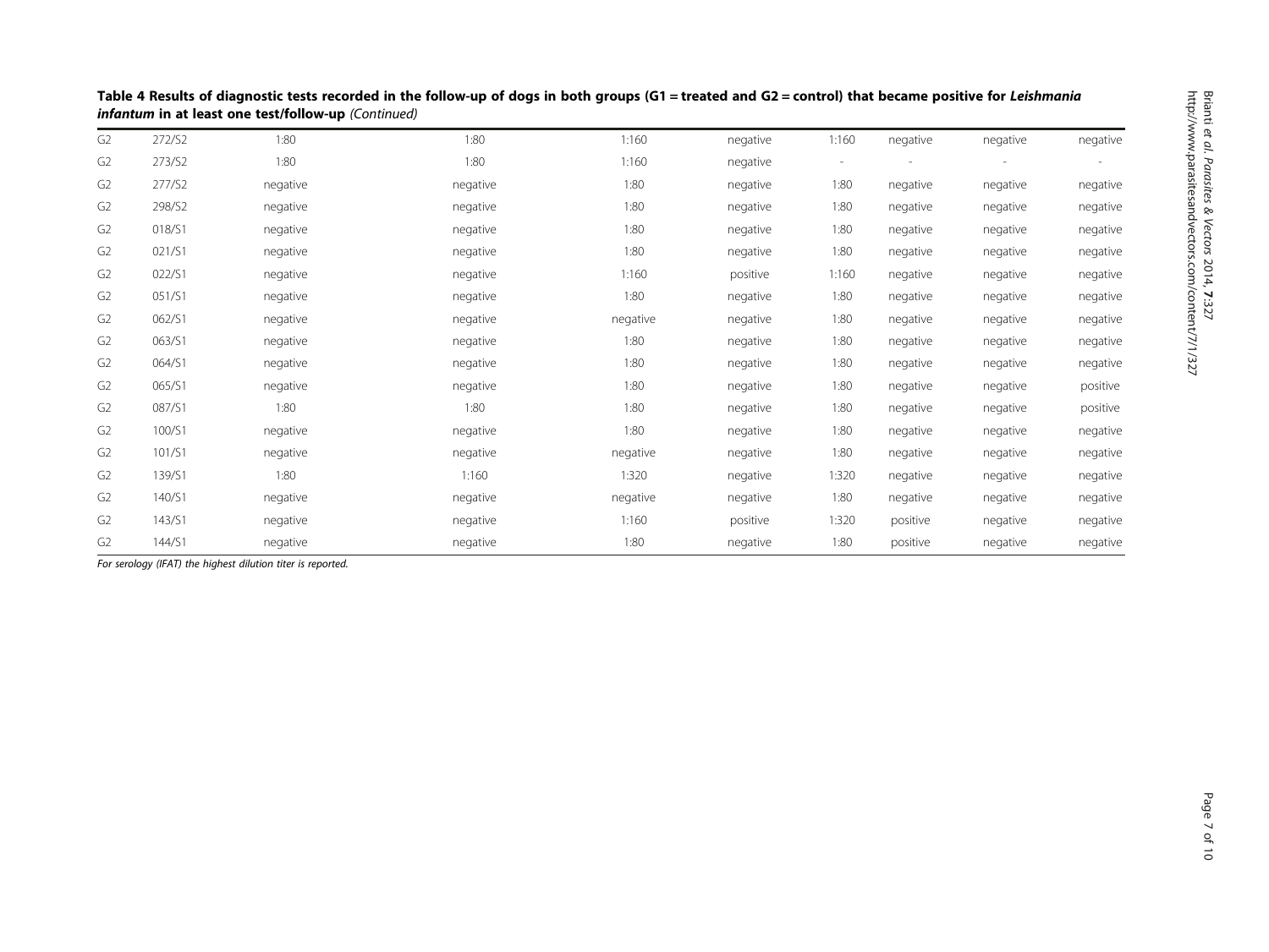**Table 4 Results of diagnostic tests recorded in the follow-up of dogs in both groups (G1 = treated and G2 = control) that became positive for *Leishmania infantum* in at least one test/follow-up** *(Continued)*

| | | | | | | | | | |
|---|---|---|---|---|---|---|---|---|---|
| G2 | 272/S2 | 1:80 | 1:80 | 1:160 | negative | 1:160 | negative | negative | negative |
| G2 | 273/S2 | 1:80 | 1:80 | 1:160 | negative | - | - | - | - |
| G2 | 277/S2 | negative | negative | 1:80 | negative | 1:80 | negative | negative | negative |
| G2 | 298/S2 | negative | negative | 1:80 | negative | 1:80 | negative | negative | negative |
| G2 | 018/S1 | negative | negative | 1:80 | negative | 1:80 | negative | negative | negative |
| G2 | 021/S1 | negative | negative | 1:80 | negative | 1:80 | negative | negative | negative |
| G2 | 022/S1 | negative | negative | 1:160 | positive | 1:160 | negative | negative | negative |
| G2 | 051/S1 | negative | negative | 1:80 | negative | 1:80 | negative | negative | negative |
| G2 | 062/S1 | negative | negative | negative | negative | 1:80 | negative | negative | negative |
| G2 | 063/S1 | negative | negative | 1:80 | negative | 1:80 | negative | negative | negative |
| G2 | 064/S1 | negative | negative | 1:80 | negative | 1:80 | negative | negative | negative |
| G2 | 065/S1 | negative | negative | 1:80 | negative | 1:80 | negative | negative | positive |
| G2 | 087/S1 | 1:80 | 1:80 | 1:80 | negative | 1:80 | negative | negative | positive |
| G2 | 100/S1 | negative | negative | 1:80 | negative | 1:80 | negative | negative | negative |
| G2 | 101/S1 | negative | negative | negative | negative | 1:80 | negative | negative | negative |
| G2 | 139/S1 | 1:80 | 1:160 | 1:320 | negative | 1:320 | negative | negative | negative |
| G2 | 140/S1 | negative | negative | negative | negative | 1:80 | negative | negative | negative |
| G2 | 143/S1 | negative | negative | 1:160 | positive | 1:320 | positive | negative | negative |
| G2 | 144/S1 | negative | negative | 1:80 | negative | 1:80 | positive | negative | negative |

*For serology (IFAT) the highest dilution titer is reported.*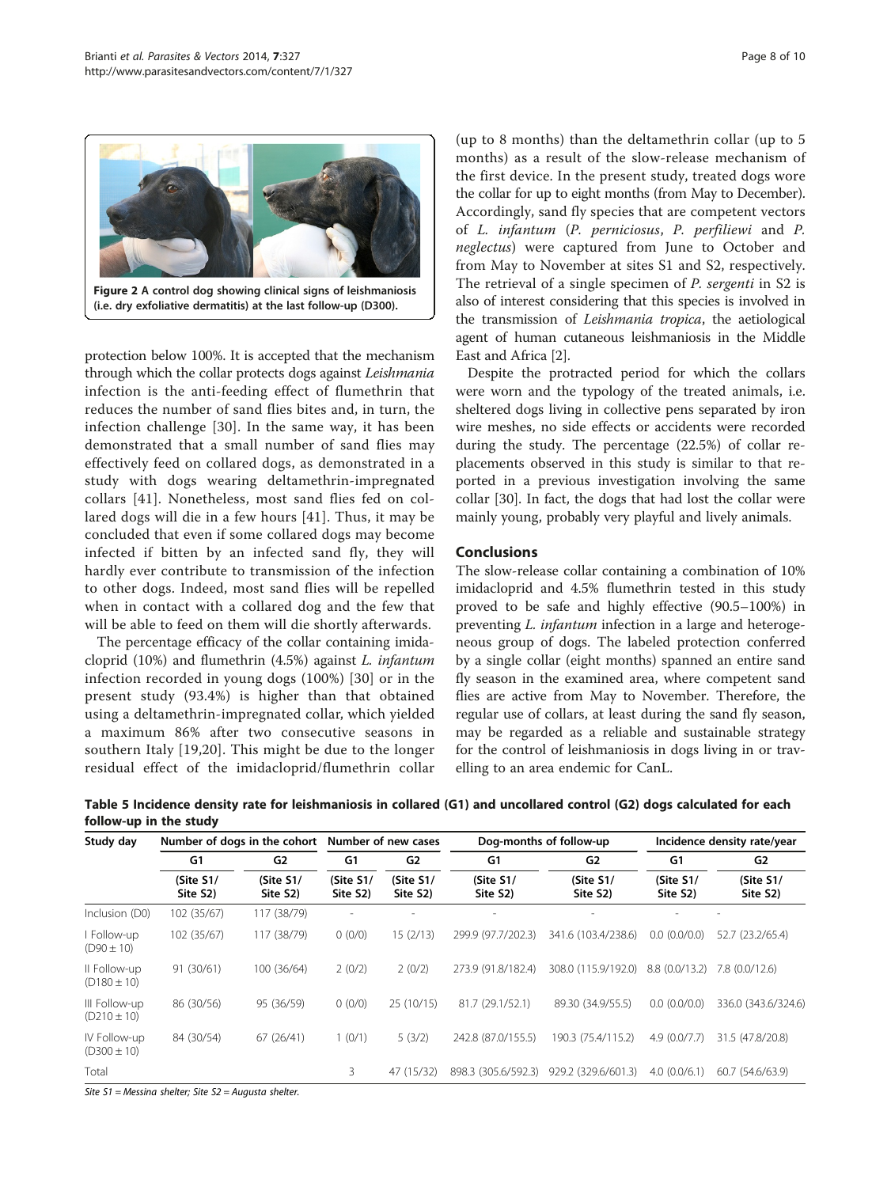**Figure 2 A control dog showing clinical signs of leishmaniosis (i.e. dry exfoliative dermatitis) at the last follow-up (D300).**

protection below 100%. It is accepted that the mechanism through which the collar protects dogs against *Leishmania* infection is the anti-feeding effect of flumethrin that reduces the number of sand flies bites and, in turn, the infection challenge [30]. In the same way, it has been demonstrated that a small number of sand flies may effectively feed on collared dogs, as demonstrated in a study with dogs wearing deltamethrin-impregnated collars [41]. Nonetheless, most sand flies fed on collared dogs will die in a few hours [41]. Thus, it may be concluded that even if some collared dogs may become infected if bitten by an infected sand fly, they will hardly ever contribute to transmission of the infection to other dogs. Indeed, most sand flies will be repelled when in contact with a collared dog and the few that will be able to feed on them will die shortly afterwards.

The percentage efficacy of the collar containing imidacloprid (10%) and flumethrin (4.5%) against *L. infantum* infection recorded in young dogs (100%) [30] or in the present study (93.4%) is higher than that obtained using a deltamethrin-impregnated collar, which yielded a maximum 86% after two consecutive seasons in southern Italy [19,20]. This might be due to the longer residual effect of the imidacloprid/flumethrin collar (up to 8 months) than the deltamethrin collar (up to 5 months) as a result of the slow-release mechanism of the first device. In the present study, treated dogs wore the collar for up to eight months (from May to December). Accordingly, sand fly species that are competent vectors of *L. infantum* (*P. perniciosus*, *P. perfiliewi* and *P. neglectus*) were captured from June to October and from May to November at sites S1 and S2, respectively. The retrieval of a single specimen of *P. sergenti* in S2 is also of interest considering that this species is involved in the transmission of *Leishmania tropica*, the aetiological agent of human cutaneous leishmaniosis in the Middle East and Africa [2].

Despite the protracted period for which the collars were worn and the typology of the treated animals, i.e. sheltered dogs living in collective pens separated by iron wire meshes, no side effects or accidents were recorded during the study. The percentage (22.5%) of collar replacements observed in this study is similar to that reported in a previous investigation involving the same collar [30]. In fact, the dogs that had lost the collar were mainly young, probably very playful and lively animals.

## Conclusions

The slow-release collar containing a combination of 10% imidacloprid and 4.5% flumethrin tested in this study proved to be safe and highly effective (90.5–100%) in preventing *L. infantum* infection in a large and heterogeneous group of dogs. The labeled protection conferred by a single collar (eight months) spanned an entire sand fly season in the examined area, where competent sand flies are active from May to November. Therefore, the regular use of collars, at least during the sand fly season, may be regarded as a reliable and sustainable strategy for the control of leishmaniosis in dogs living in or travelling to an area endemic for CanL.

**Table 5 Incidence density rate for leishmaniosis in collared (G1) and uncollared control (G2) dogs calculated for each follow-up in the study**

| Study day | Number of dogs in the cohort | | Number of new cases | | Dog-months of follow-up | | Incidence density rate/year | |
|---|---|---|---|---|---|---|---|---|
| | G1 | G2 | G1 | G2 | G1 | G2 | G1 | G2 |
| | (Site S1/ Site S2) | (Site S1/ Site S2) | (Site S1/ Site S2) | (Site S1/ Site S2) | (Site S1/ Site S2) | (Site S1/ Site S2) | (Site S1/ Site S2) | (Site S1/ Site S2) |
| Inclusion (D0) | 102 (35/67) | 117 (38/79) | - | - | - | - | - | - |
| I Follow-up (D90 ± 10) | 102 (35/67) | 117 (38/79) | 0 (0/0) | 15 (2/13) | 299.9 (97.7/202.3) | 341.6 (103.4/238.6) | 0.0 (0.0/0.0) | 52.7 (23.2/65.4) |
| II Follow-up (D180 ± 10) | 91 (30/61) | 100 (36/64) | 2 (0/2) | 2 (0/2) | 273.9 (91.8/182.4) | 308.0 (115.9/192.0) | 8.8 (0.0/13.2) | 7.8 (0.0/12.6) |
| III Follow-up (D210 ± 10) | 86 (30/56) | 95 (36/59) | 0 (0/0) | 25 (10/15) | 81.7 (29.1/52.1) | 89.30 (34.9/55.5) | 0.0 (0.0/0.0) | 336.0 (343.6/324.6) |
| IV Follow-up (D300 ± 10) | 84 (30/54) | 67 (26/41) | 1 (0/1) | 5 (3/2) | 242.8 (87.0/155.5) | 190.3 (75.4/115.2) | 4.9 (0.0/7.7) | 31.5 (47.8/20.8) |
| Total | | | 3 | 47 (15/32) | 898.3 (305.6/592.3) | 929.2 (329.6/601.3) | 4.0 (0.0/6.1) | 60.7 (54.6/63.9) |

*Site S1 = Messina shelter; Site S2 = Augusta shelter.*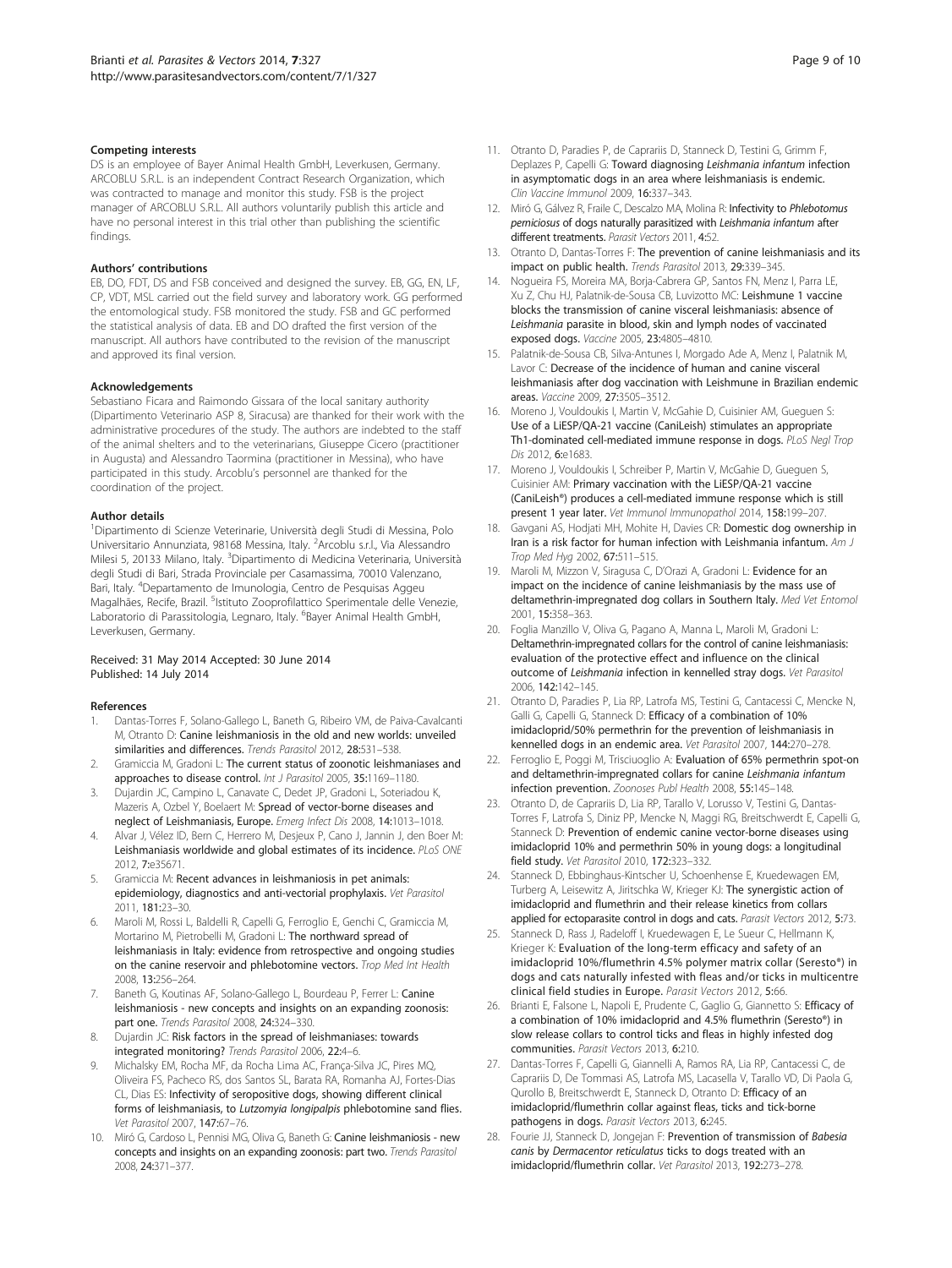#### Competing interests

DS is an employee of Bayer Animal Health GmbH, Leverkusen, Germany. ARCOBLU S.R.L. is an independent Contract Research Organization, which was contracted to manage and monitor this study. FSB is the project manager of ARCOBLU S.R.L. All authors voluntarily publish this article and have no personal interest in this trial other than publishing the scientific findings.

#### Authors' contributions

EB, DO, FDT, DS and FSB conceived and designed the survey. EB, GG, EN, LF, CP, VDT, MSL carried out the field survey and laboratory work. GG performed the entomological study. FSB monitored the study. FSB and GC performed the statistical analysis of data. EB and DO drafted the first version of the manuscript. All authors have contributed to the revision of the manuscript and approved its final version.

#### Acknowledgements

Sebastiano Ficara and Raimondo Gissara of the local sanitary authority (Dipartimento Veterinario ASP 8, Siracusa) are thanked for their work with the administrative procedures of the study. The authors are indebted to the staff of the animal shelters and to the veterinarians, Giuseppe Cicero (practitioner in Augusta) and Alessandro Taormina (practitioner in Messina), who have participated in this study. Arcoblu's personnel are thanked for the coordination of the project.

#### Author details

[1]Dipartimento di Scienze Veterinarie, Università degli Studi di Messina, Polo Universitario Annunziata, 98168 Messina, Italy. [2]Arcoblu s.r.l., Via Alessandro Milesi 5, 20133 Milano, Italy. [3]Dipartimento di Medicina Veterinaria, Università degli Studi di Bari, Strada Provinciale per Casamassima, 70010 Valenzano, Bari, Italy. [4]Departamento de Imunologia, Centro de Pesquisas Aggeu Magalhães, Recife, Brazil. [5]Istituto Zooprofilattico Sperimentale delle Venezie, Laboratorio di Parassitologia, Legnaro, Italy. [6]Bayer Animal Health GmbH, Leverkusen, Germany.

Received: 31 May 2014 Accepted: 30 June 2014
Published: 14 July 2014

#### References

1. Dantas-Torres F, Solano-Gallego L, Baneth G, Ribeiro VM, de Paiva-Cavalcanti M, Otranto D: **Canine leishmaniosis in the old and new worlds: unveiled similarities and differences.** *Trends Parasitol* 2012, **28:**531–538.
2. Gramiccia M, Gradoni L: **The current status of zoonotic leishmaniases and approaches to disease control.** *Int J Parasitol* 2005, **35:**1169–1180.
3. Dujardin JC, Campino L, Canavate C, Dedet JP, Gradoni L, Soteriadou K, Mazeris A, Ozbel Y, Boelaert M: **Spread of vector-borne diseases and neglect of Leishmaniasis, Europe.** *Emerg Infect Dis* 2008, **14:**1013–1018.
4. Alvar J, Vélez ID, Bern C, Herrero M, Desjeux P, Cano J, Jannin J, den Boer M: **Leishmaniasis worldwide and global estimates of its incidence.** *PLoS ONE* 2012, **7:**e35671.
5. Gramiccia M: **Recent advances in leishmaniosis in pet animals: epidemiology, diagnostics and anti-vectorial prophylaxis.** *Vet Parasitol* 2011, **181:**23–30.
6. Maroli M, Rossi L, Baldelli R, Capelli G, Ferroglio E, Genchi C, Gramiccia M, Mortarino M, Pietrobelli M, Gradoni L: **The northward spread of leishmaniasis in Italy: evidence from retrospective and ongoing studies on the canine reservoir and phlebotomine vectors.** *Trop Med Int Health* 2008, **13:**256–264.
7. Baneth G, Koutinas AF, Solano-Gallego L, Bourdeau P, Ferrer L: **Canine leishmaniosis - new concepts and insights on an expanding zoonosis: part one.** *Trends Parasitol* 2008, **24:**324–330.
8. Dujardin JC: **Risk factors in the spread of leishmaniases: towards integrated monitoring?** *Trends Parasitol* 2006, **22:**4–6.
9. Michalsky EM, Rocha MF, da Rocha Lima AC, França-Silva JC, Pires MQ, Oliveira FS, Pacheco RS, dos Santos SL, Barata RA, Romanha AJ, Fortes-Dias CL, Dias ES: **Infectivity of seropositive dogs, showing different clinical forms of leishmaniasis, to *Lutzomyia longipalpis* phlebotomine sand flies.** *Vet Parasitol* 2007, **147:**67–76.
10. Miró G, Cardoso L, Pennisi MG, Oliva G, Baneth G: **Canine leishmaniosis - new concepts and insights on an expanding zoonosis: part two.** *Trends Parasitol* 2008, **24:**371–377.
11. Otranto D, Paradies P, de Caprariis D, Stanneck D, Testini G, Grimm F, Deplazes P, Capelli G: **Toward diagnosing *Leishmania infantum* infection in asymptomatic dogs in an area where leishmaniasis is endemic.** *Clin Vaccine Immunol* 2009, **16:**337–343.
12. Miró G, Gálvez R, Fraile C, Descalzo MA, Molina R: **Infectivity to *Phlebotomus perniciosus* of dogs naturally parasitized with *Leishmania infantum* after different treatments.** *Parasit Vectors* 2011, **4:**52.
13. Otranto D, Dantas-Torres F: **The prevention of canine leishmaniasis and its impact on public health.** *Trends Parasitol* 2013, **29:**339–345.
14. Nogueira FS, Moreira MA, Borja-Cabrera GP, Santos FN, Menz I, Parra LE, Xu Z, Chu HJ, Palatnik-de-Sousa CB, Luvizotto MC: **Leishmune 1 vaccine blocks the transmission of canine visceral leishmaniasis: absence of *Leishmania* parasite in blood, skin and lymph nodes of vaccinated exposed dogs.** *Vaccine* 2005, **23:**4805–4810.
15. Palatnik-de-Sousa CB, Silva-Antunes I, Morgado Ade A, Menz I, Palatnik M, Lavor C: **Decrease of the incidence of human and canine visceral leishmaniasis after dog vaccination with Leishmune in Brazilian endemic areas.** *Vaccine* 2009, **27:**3505–3512.
16. Moreno J, Vouldoukis I, Martin V, McGahie D, Cuisinier AM, Gueguen S: **Use of a LiESP/QA-21 vaccine (CaniLeish) stimulates an appropriate Th1-dominated cell-mediated immune response in dogs.** *PLoS Negl Trop Dis* 2012, **6:**e1683.
17. Moreno J, Vouldoukis I, Schreiber P, Martin V, McGahie D, Gueguen S, Cuisinier AM: **Primary vaccination with the LiESP/QA-21 vaccine (CaniLeish®) produces a cell-mediated immune response which is still present 1 year later.** *Vet Immunol Immunopathol* 2014, **158:**199–207.
18. Gavgani AS, Hodjati MH, Mohite H, Davies CR: **Domestic dog ownership in Iran is a risk factor for human infection with Leishmania infantum.** *Am J Trop Med Hyg* 2002, **67:**511–515.
19. Maroli M, Mizzon V, Siragusa C, D'Orazi A, Gradoni L: **Evidence for an impact on the incidence of canine leishmaniasis by the mass use of deltamethrin-impregnated dog collars in Southern Italy.** *Med Vet Entomol* 2001, **15:**358–363.
20. Foglia Manzillo V, Oliva G, Pagano A, Manna L, Maroli M, Gradoni L: **Deltamethrin-impregnated collars for the control of canine leishmaniasis: evaluation of the protective effect and influence on the clinical outcome of *Leishmania* infection in kennelled stray dogs.** *Vet Parasitol* 2006, **142:**142–145.
21. Otranto D, Paradies P, Lia RP, Latrofa MS, Testini G, Cantacessi C, Mencke N, Galli G, Capelli G, Stanneck D: **Efficacy of a combination of 10% imidacloprid/50% permethrin for the prevention of leishmaniasis in kennelled dogs in an endemic area.** *Vet Parasitol* 2007, **144:**270–278.
22. Ferroglio E, Poggi M, Trisciuoglio A: **Evaluation of 65% permethrin spot-on and deltamethrin-impregnated collars for canine *Leishmania infantum* infection prevention.** *Zoonoses Publ Health* 2008, **55:**145–148.
23. Otranto D, de Caprariis D, Lia RP, Tarallo V, Lorusso V, Testini G, Dantas-Torres F, Latrofa S, Diniz PP, Mencke N, Maggi RG, Breitschwerdt E, Capelli G, Stanneck D: **Prevention of endemic canine vector-borne diseases using imidacloprid 10% and permethrin 50% in young dogs: a longitudinal field study.** *Vet Parasitol* 2010, **172:**323–332.
24. Stanneck D, Ebbinghaus-Kintscher U, Schoenhense E, Kruedewagen EM, Turberg A, Leisewitz A, Jiritschka W, Krieger KJ: **The synergistic action of imidacloprid and flumethrin and their release kinetics from collars applied for ectoparasite control in dogs and cats.** *Parasit Vectors* 2012, **5:**73.
25. Stanneck D, Rass J, Radeloff I, Kruedewagen E, Le Sueur C, Hellmann K, Krieger K: **Evaluation of the long-term efficacy and safety of an imidacloprid 10%/flumethrin 4.5% polymer matrix collar (Seresto®) in dogs and cats naturally infested with fleas and/or ticks in multicentre clinical field studies in Europe.** *Parasit Vectors* 2012, **5:**66.
26. Brianti E, Falsone L, Napoli E, Prudente C, Gaglio G, Giannetto S: **Efficacy of a combination of 10% imidacloprid and 4.5% flumethrin (Seresto®) in slow release collars to control ticks and fleas in highly infested dog communities.** *Parasit Vectors* 2013, **6:**210.
27. Dantas-Torres F, Capelli G, Giannelli A, Ramos RA, Lia RP, Cantacessi C, de Caprariis D, De Tommasi AS, Latrofa MS, Lacasella V, Tarallo VD, Di Paola G, Qurollo B, Breitschwerdt E, Stanneck D, Otranto D: **Efficacy of an imidacloprid/flumethrin collar against fleas, ticks and tick-borne pathogens in dogs.** *Parasit Vectors* 2013, **6:**245.
28. Fourie JJ, Stanneck D, Jongejan F: **Prevention of transmission of *Babesia canis* by *Dermacentor reticulatus* ticks to dogs treated with an imidacloprid/flumethrin collar.** *Vet Parasitol* 2013, **192:**273–278.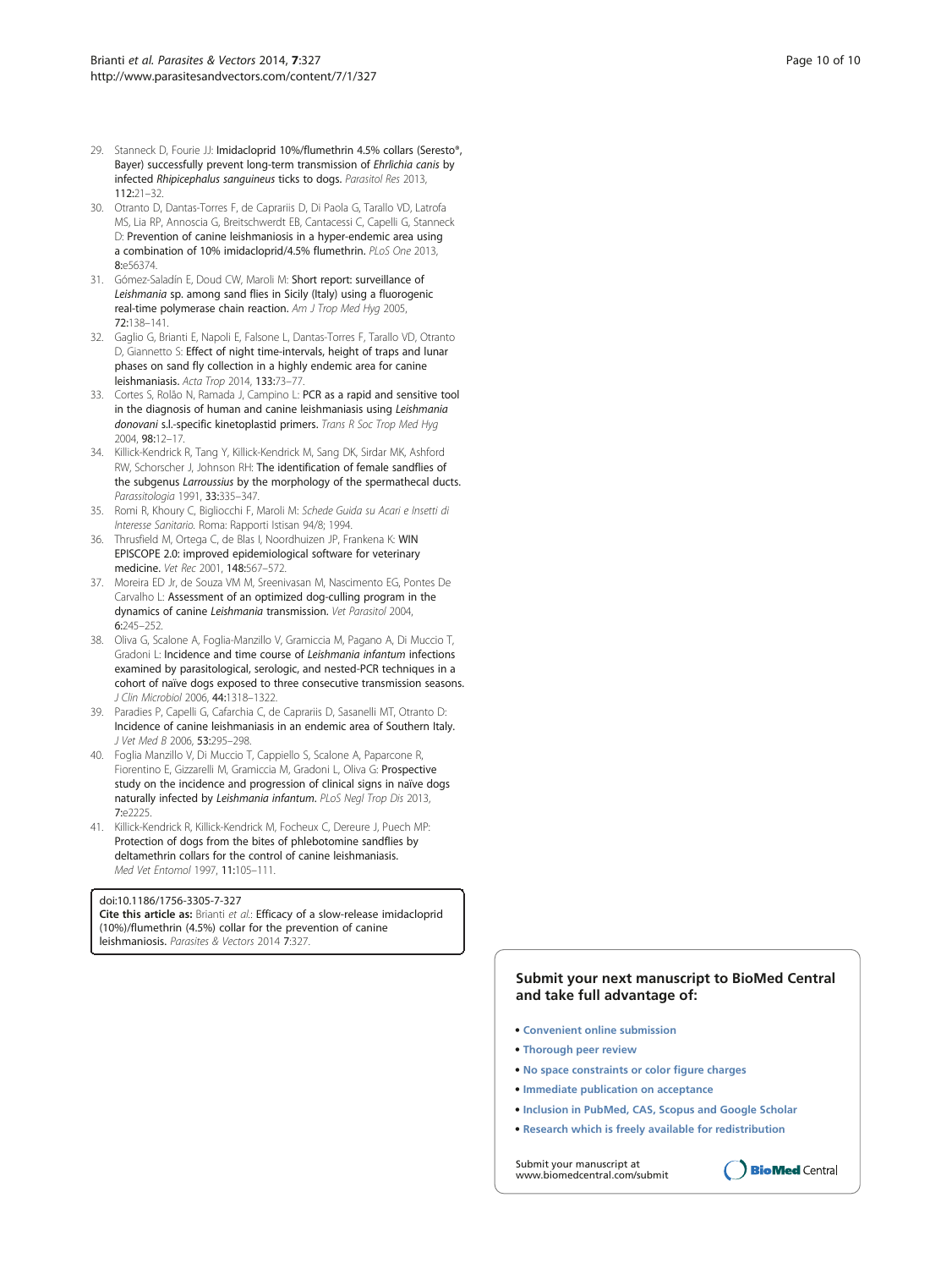29. Stanneck D, Fourie JJ: Imidacloprid 10%/flumethrin 4.5% collars (Seresto®, Bayer) successfully prevent long-term transmission of *Ehrlichia canis* by infected *Rhipicephalus sanguineus* ticks to dogs. *Parasitol Res* 2013, **112:**21–32.
30. Otranto D, Dantas-Torres F, de Caprariis D, Di Paola G, Tarallo VD, Latrofa MS, Lia RP, Annoscia G, Breitschwerdt EB, Cantacessi C, Capelli G, Stanneck D: Prevention of canine leishmaniosis in a hyper-endemic area using a combination of 10% imidacloprid/4.5% flumethrin. *PLoS One* 2013, **8:**e56374.
31. Gómez-Saladín E, Doud CW, Maroli M: Short report: surveillance of *Leishmania* sp. among sand flies in Sicily (Italy) using a fluorogenic real-time polymerase chain reaction. *Am J Trop Med Hyg* 2005, **72:**138–141.
32. Gaglio G, Brianti E, Napoli E, Falsone L, Dantas-Torres F, Tarallo VD, Otranto D, Giannetto S: Effect of night time-intervals, height of traps and lunar phases on sand fly collection in a highly endemic area for canine leishmaniasis. *Acta Trop* 2014, **133:**73–77.
33. Cortes S, Rolão N, Ramada J, Campino L: PCR as a rapid and sensitive tool in the diagnosis of human and canine leishmaniasis using *Leishmania donovani* s.l.-specific kinetoplastid primers. *Trans R Soc Trop Med Hyg* 2004, **98:**12–17.
34. Killick-Kendrick R, Tang Y, Killick-Kendrick M, Sang DK, Sirdar MK, Ashford RW, Schorscher J, Johnson RH: The identification of female sandflies of the subgenus *Larroussius* by the morphology of the spermathecal ducts. *Parassitologia* 1991, **33:**335–347.
35. Romi R, Khoury C, Bigliocchi F, Maroli M: *Schede Guida su Acari e Insetti di Interesse Sanitario.* Roma: Rapporti Istisan 94/8; 1994.
36. Thrusfield M, Ortega C, de Blas I, Noordhuizen JP, Frankena K: WIN EPISCOPE 2.0: improved epidemiological software for veterinary medicine. *Vet Rec* 2001, **148:**567–572.
37. Moreira ED Jr, de Souza VM M, Sreenivasan M, Nascimento EG, Pontes De Carvalho L: Assessment of an optimized dog-culling program in the dynamics of canine *Leishmania* transmission. *Vet Parasitol* 2004, **6:**245–252.
38. Oliva G, Scalone A, Foglia-Manzillo V, Gramiccia M, Pagano A, Di Muccio T, Gradoni L: Incidence and time course of *Leishmania infantum* infections examined by parasitological, serologic, and nested-PCR techniques in a cohort of naïve dogs exposed to three consecutive transmission seasons. *J Clin Microbiol* 2006, **44:**1318–1322.
39. Paradies P, Capelli G, Cafarchia C, de Caprariis D, Sasanelli MT, Otranto D: Incidence of canine leishmaniasis in an endemic area of Southern Italy. *J Vet Med B* 2006, **53:**295–298.
40. Foglia Manzillo V, Di Muccio T, Cappiello S, Scalone A, Paparcone R, Fiorentino E, Gizzarelli M, Gramiccia M, Gradoni L, Oliva G: Prospective study on the incidence and progression of clinical signs in naïve dogs naturally infected by *Leishmania infantum*. *PLoS Negl Trop Dis* 2013, **7:**e2225.
41. Killick-Kendrick R, Killick-Kendrick M, Focheux C, Dereure J, Puech MP: Protection of dogs from the bites of phlebotomine sandflies by deltamethrin collars for the control of canine leishmaniasis. *Med Vet Entomol* 1997, **11:**105–111.

doi:10.1186/1756-3305-7-327

**Cite this article as:** Brianti *et al.*: Efficacy of a slow-release imidacloprid (10%)/flumethrin (4.5%) collar for the prevention of canine leishmaniosis. *Parasites & Vectors* 2014 **7**:327.

**Submit your next manuscript to BioMed Central and take full advantage of:**

- **Convenient online submission**
- **Thorough peer review**
- **No space constraints or color figure charges**
- **Immediate publication on acceptance**
- **Inclusion in PubMed, CAS, Scopus and Google Scholar**
- **Research which is freely available for redistribution**

Submit your manuscript at
www.biomedcentral.com/submit

BioMed Central